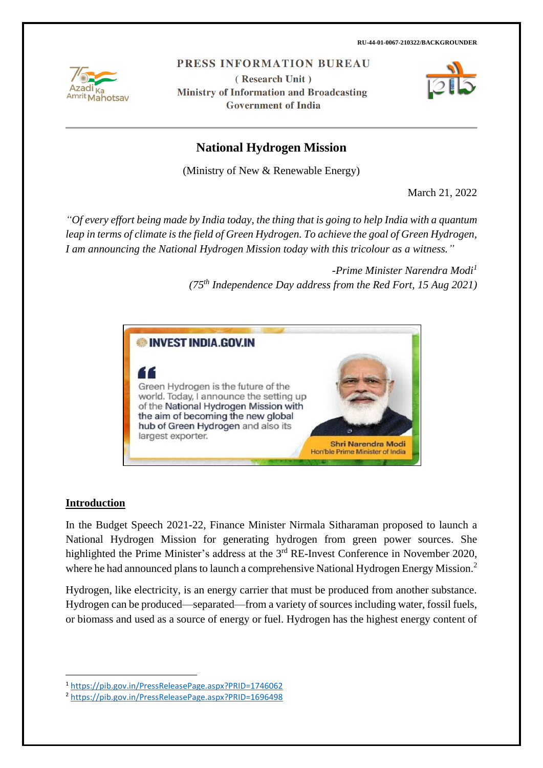RU-44-01-0067-210322/BACKGROUNDER

PRESS INFORMATION BUREAU
( Research Unit )
Ministry of Information and Broadcasting
Government of India

# National Hydrogen Mission

(Ministry of New & Renewable Energy)

March 21, 2022

*"Of every effort being made by India today, the thing that is going to help India with a quantum leap in terms of climate is the field of Green Hydrogen. To achieve the goal of Green Hydrogen, I am announcing the National Hydrogen Mission today with this tricolour as a witness."*

*-Prime Minister Narendra Modi*[1]
*(75th Independence Day address from the Red Fort, 15 Aug 2021)*

INVEST INDIA.GOV.IN

Green Hydrogen is the future of the world. Today, I announce the setting up of the National Hydrogen Mission with the aim of becoming the new global hub of Green Hydrogen and also its largest exporter.

Shri Narendra Modi
Hon'ble Prime Minister of India

## Introduction

In the Budget Speech 2021-22, Finance Minister Nirmala Sitharaman proposed to launch a National Hydrogen Mission for generating hydrogen from green power sources. She highlighted the Prime Minister's address at the 3rd RE-Invest Conference in November 2020, where he had announced plans to launch a comprehensive National Hydrogen Energy Mission.[2]

Hydrogen, like electricity, is an energy carrier that must be produced from another substance. Hydrogen can be produced—separated—from a variety of sources including water, fossil fuels, or biomass and used as a source of energy or fuel. Hydrogen has the highest energy content of

---

[1] https://pib.gov.in/PressReleasePage.aspx?PRID=1746062
[2] https://pib.gov.in/PressReleasePage.aspx?PRID=1696498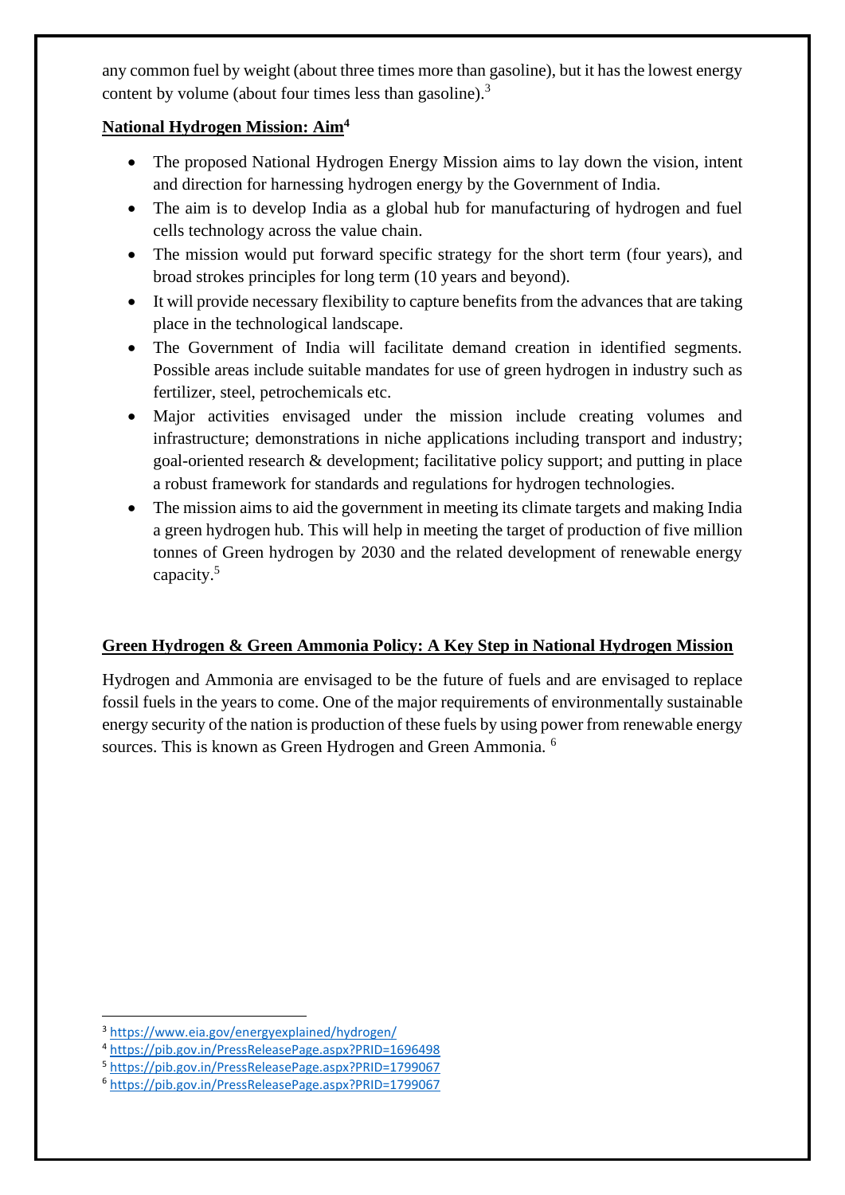any common fuel by weight (about three times more than gasoline), but it has the lowest energy content by volume (about four times less than gasoline).[3]

## National Hydrogen Mission: Aim[4]

- The proposed National Hydrogen Energy Mission aims to lay down the vision, intent and direction for harnessing hydrogen energy by the Government of India.
- The aim is to develop India as a global hub for manufacturing of hydrogen and fuel cells technology across the value chain.
- The mission would put forward specific strategy for the short term (four years), and broad strokes principles for long term (10 years and beyond).
- It will provide necessary flexibility to capture benefits from the advances that are taking place in the technological landscape.
- The Government of India will facilitate demand creation in identified segments. Possible areas include suitable mandates for use of green hydrogen in industry such as fertilizer, steel, petrochemicals etc.
- Major activities envisaged under the mission include creating volumes and infrastructure; demonstrations in niche applications including transport and industry; goal-oriented research & development; facilitative policy support; and putting in place a robust framework for standards and regulations for hydrogen technologies.
- The mission aims to aid the government in meeting its climate targets and making India a green hydrogen hub. This will help in meeting the target of production of five million tonnes of Green hydrogen by 2030 and the related development of renewable energy capacity.[5]

## Green Hydrogen & Green Ammonia Policy: A Key Step in National Hydrogen Mission

Hydrogen and Ammonia are envisaged to be the future of fuels and are envisaged to replace fossil fuels in the years to come. One of the major requirements of environmentally sustainable energy security of the nation is production of these fuels by using power from renewable energy sources. This is known as Green Hydrogen and Green Ammonia. [6]

---

[3] https://www.eia.gov/energyexplained/hydrogen/
[4] https://pib.gov.in/PressReleasePage.aspx?PRID=1696498
[5] https://pib.gov.in/PressReleasePage.aspx?PRID=1799067
[6] https://pib.gov.in/PressReleasePage.aspx?PRID=1799067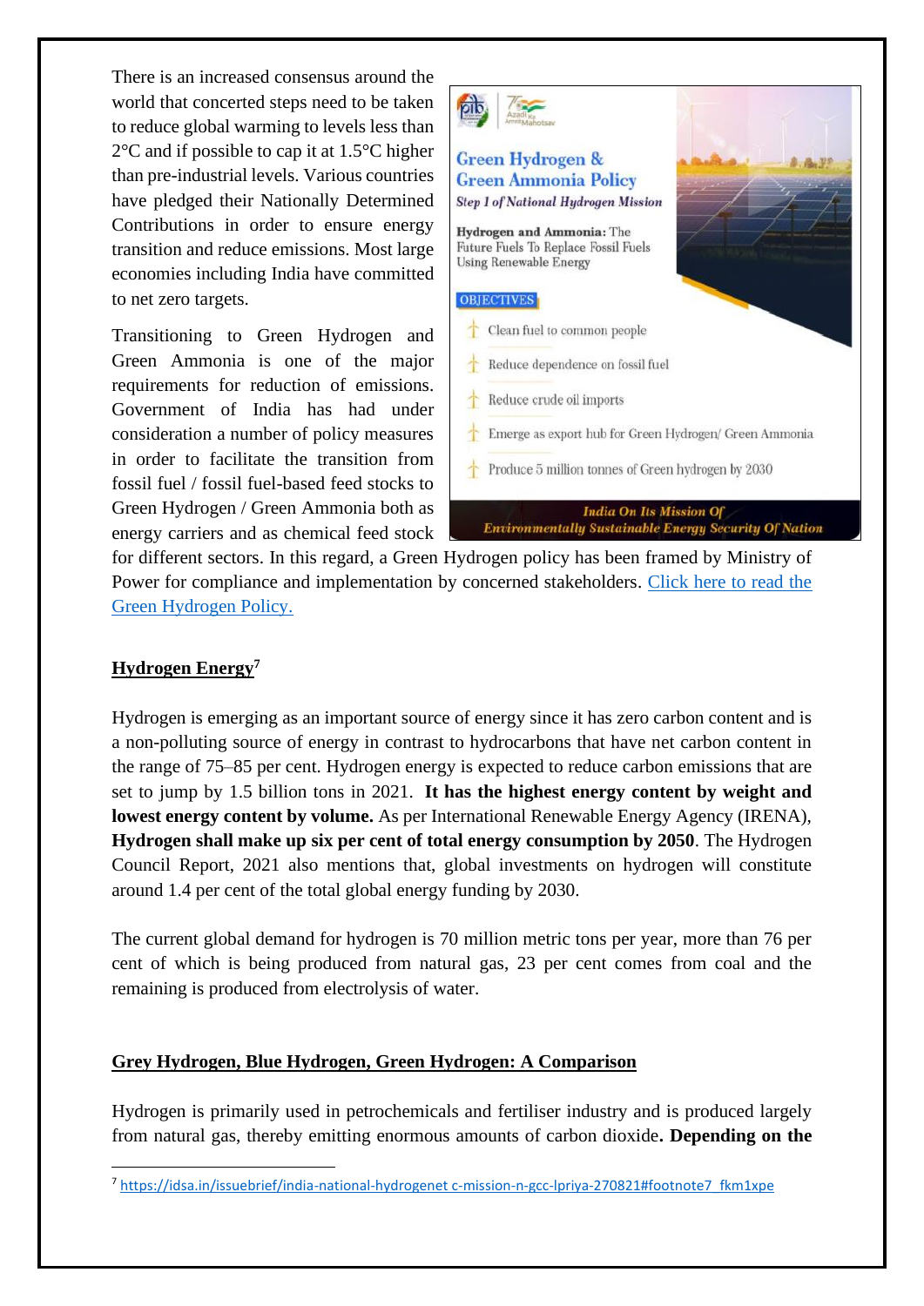There is an increased consensus around the world that concerted steps need to be taken to reduce global warming to levels less than 2°C and if possible to cap it at 1.5°C higher than pre-industrial levels. Various countries have pledged their Nationally Determined Contributions in order to ensure energy transition and reduce emissions. Most large economies including India have committed to net zero targets.

Transitioning to Green Hydrogen and Green Ammonia is one of the major requirements for reduction of emissions. Government of India has had under consideration a number of policy measures in order to facilitate the transition from fossil fuel / fossil fuel-based feed stocks to Green Hydrogen / Green Ammonia both as energy carriers and as chemical feed stock for different sectors. In this regard, a Green Hydrogen policy has been framed by Ministry of Power for compliance and implementation by concerned stakeholders. Click here to read the Green Hydrogen Policy.

## Hydrogen Energy[7]

Hydrogen is emerging as an important source of energy since it has zero carbon content and is a non-polluting source of energy in contrast to hydrocarbons that have net carbon content in the range of 75–85 per cent. Hydrogen energy is expected to reduce carbon emissions that are set to jump by 1.5 billion tons in 2021. **It has the highest energy content by weight and lowest energy content by volume.** As per International Renewable Energy Agency (IRENA), **Hydrogen shall make up six per cent of total energy consumption by 2050**. The Hydrogen Council Report, 2021 also mentions that, global investments on hydrogen will constitute around 1.4 per cent of the total global energy funding by 2030.

The current global demand for hydrogen is 70 million metric tons per year, more than 76 per cent of which is being produced from natural gas, 23 per cent comes from coal and the remaining is produced from electrolysis of water.

## Grey Hydrogen, Blue Hydrogen, Green Hydrogen: A Comparison

Hydrogen is primarily used in petrochemicals and fertiliser industry and is produced largely from natural gas, thereby emitting enormous amounts of carbon dioxide**. Depending on the**

[7] https://idsa.in/issuebrief/india-national-hydrogenet c-mission-n-gcc-lpriya-270821#footnote7_fkm1xpe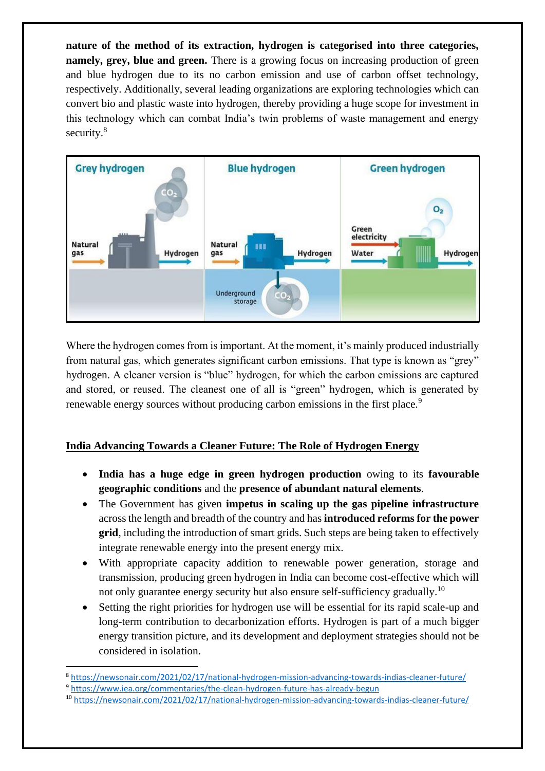**nature of the method of its extraction, hydrogen is categorised into three categories, namely, grey, blue and green.** There is a growing focus on increasing production of green and blue hydrogen due to its no carbon emission and use of carbon offset technology, respectively. Additionally, several leading organizations are exploring technologies which can convert bio and plastic waste into hydrogen, thereby providing a huge scope for investment in this technology which can combat India's twin problems of waste management and energy security.[8]

Where the hydrogen comes from is important. At the moment, it's mainly produced industrially from natural gas, which generates significant carbon emissions. That type is known as "grey" hydrogen. A cleaner version is "blue" hydrogen, for which the carbon emissions are captured and stored, or reused. The cleanest one of all is "green" hydrogen, which is generated by renewable energy sources without producing carbon emissions in the first place.[9]

## India Advancing Towards a Cleaner Future: The Role of Hydrogen Energy

- **India has a huge edge in green hydrogen production** owing to its **favourable geographic conditions** and the **presence of abundant natural elements**.
- The Government has given **impetus in scaling up the gas pipeline infrastructure** across the length and breadth of the country and has **introduced reforms for the power grid**, including the introduction of smart grids. Such steps are being taken to effectively integrate renewable energy into the present energy mix.
- With appropriate capacity addition to renewable power generation, storage and transmission, producing green hydrogen in India can become cost-effective which will not only guarantee energy security but also ensure self-sufficiency gradually.[10]
- Setting the right priorities for hydrogen use will be essential for its rapid scale-up and long-term contribution to decarbonization efforts. Hydrogen is part of a much bigger energy transition picture, and its development and deployment strategies should not be considered in isolation.

---

[8] https://newsonair.com/2021/02/17/national-hydrogen-mission-advancing-towards-indias-cleaner-future/

[9] https://www.iea.org/commentaries/the-clean-hydrogen-future-has-already-begun

[10] https://newsonair.com/2021/02/17/national-hydrogen-mission-advancing-towards-indias-cleaner-future/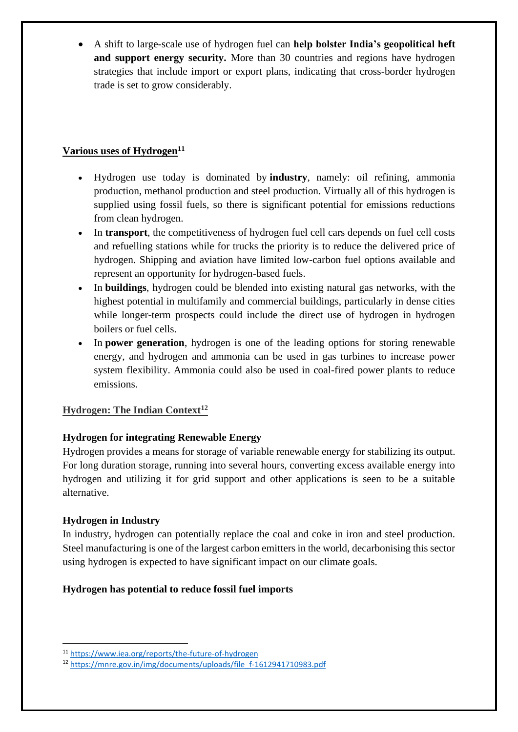- A shift to large-scale use of hydrogen fuel can **help bolster India's geopolitical heft and support energy security.** More than 30 countries and regions have hydrogen strategies that include import or export plans, indicating that cross-border hydrogen trade is set to grow considerably.

## Various uses of Hydrogen[11]

- Hydrogen use today is dominated by **industry**, namely: oil refining, ammonia production, methanol production and steel production. Virtually all of this hydrogen is supplied using fossil fuels, so there is significant potential for emissions reductions from clean hydrogen.
- In **transport**, the competitiveness of hydrogen fuel cell cars depends on fuel cell costs and refuelling stations while for trucks the priority is to reduce the delivered price of hydrogen. Shipping and aviation have limited low-carbon fuel options available and represent an opportunity for hydrogen-based fuels.
- In **buildings**, hydrogen could be blended into existing natural gas networks, with the highest potential in multifamily and commercial buildings, particularly in dense cities while longer-term prospects could include the direct use of hydrogen in hydrogen boilers or fuel cells.
- In **power generation**, hydrogen is one of the leading options for storing renewable energy, and hydrogen and ammonia can be used in gas turbines to increase power system flexibility. Ammonia could also be used in coal-fired power plants to reduce emissions.

## Hydrogen: The Indian Context[12]

### Hydrogen for integrating Renewable Energy

Hydrogen provides a means for storage of variable renewable energy for stabilizing its output. For long duration storage, running into several hours, converting excess available energy into hydrogen and utilizing it for grid support and other applications is seen to be a suitable alternative.

### Hydrogen in Industry

In industry, hydrogen can potentially replace the coal and coke in iron and steel production. Steel manufacturing is one of the largest carbon emitters in the world, decarbonising this sector using hydrogen is expected to have significant impact on our climate goals.

### Hydrogen has potential to reduce fossil fuel imports

---

[11] https://www.iea.org/reports/the-future-of-hydrogen

[12] https://mnre.gov.in/img/documents/uploads/file_f-1612941710983.pdf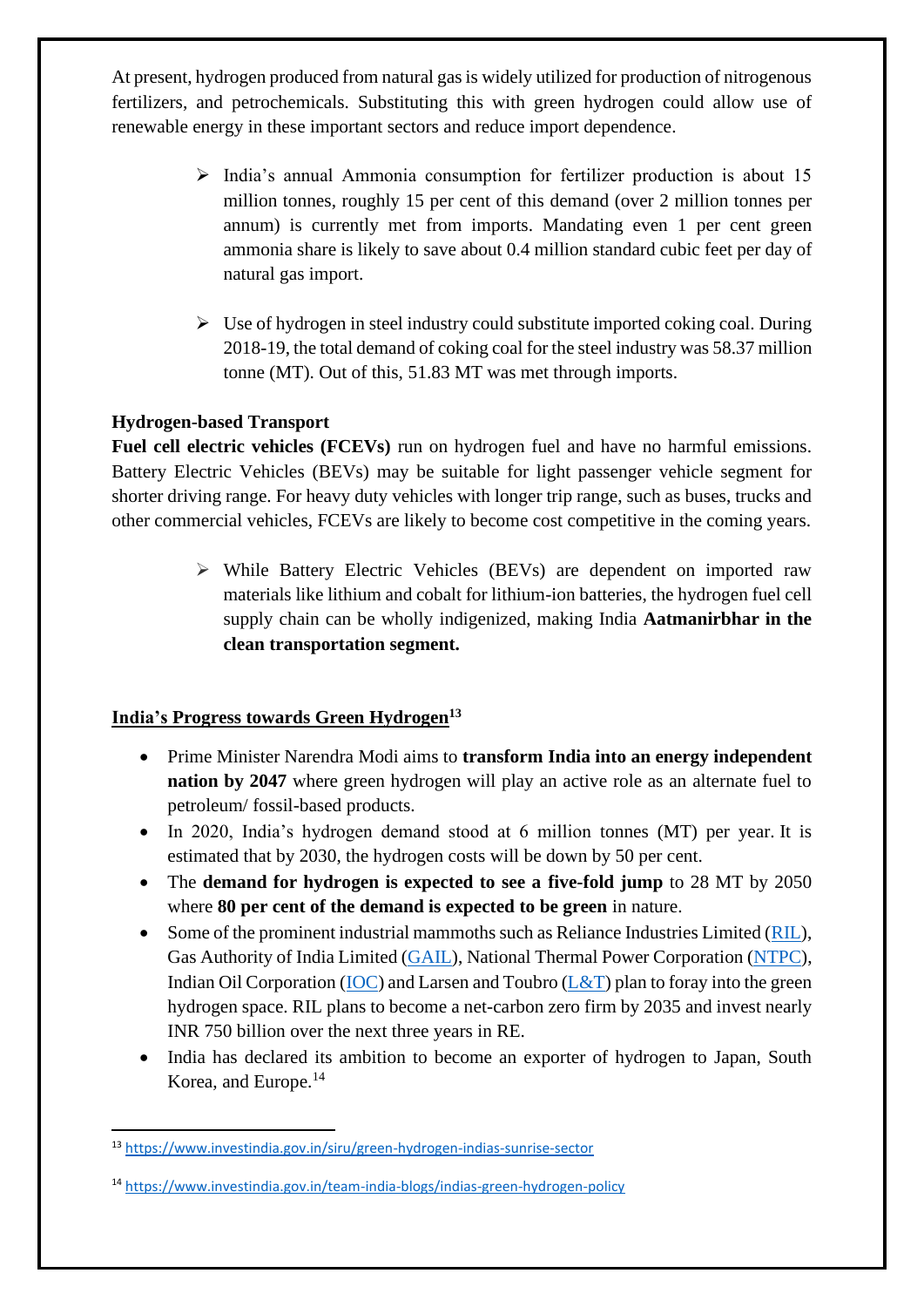At present, hydrogen produced from natural gas is widely utilized for production of nitrogenous fertilizers, and petrochemicals. Substituting this with green hydrogen could allow use of renewable energy in these important sectors and reduce import dependence.

- India's annual Ammonia consumption for fertilizer production is about 15 million tonnes, roughly 15 per cent of this demand (over 2 million tonnes per annum) is currently met from imports. Mandating even 1 per cent green ammonia share is likely to save about 0.4 million standard cubic feet per day of natural gas import.

- Use of hydrogen in steel industry could substitute imported coking coal. During 2018-19, the total demand of coking coal for the steel industry was 58.37 million tonne (MT). Out of this, 51.83 MT was met through imports.

**Hydrogen-based Transport**

**Fuel cell electric vehicles (FCEVs)** run on hydrogen fuel and have no harmful emissions. Battery Electric Vehicles (BEVs) may be suitable for light passenger vehicle segment for shorter driving range. For heavy duty vehicles with longer trip range, such as buses, trucks and other commercial vehicles, FCEVs are likely to become cost competitive in the coming years.

- While Battery Electric Vehicles (BEVs) are dependent on imported raw materials like lithium and cobalt for lithium-ion batteries, the hydrogen fuel cell supply chain can be wholly indigenized, making India **Aatmanirbhar in the clean transportation segment.**

## India's Progress towards Green Hydrogen[13]

- Prime Minister Narendra Modi aims to **transform India into an energy independent nation by 2047** where green hydrogen will play an active role as an alternate fuel to petroleum/ fossil-based products.
- In 2020, India's hydrogen demand stood at 6 million tonnes (MT) per year. It is estimated that by 2030, the hydrogen costs will be down by 50 per cent.
- The **demand for hydrogen is expected to see a five-fold jump** to 28 MT by 2050 where **80 per cent of the demand is expected to be green** in nature.
- Some of the prominent industrial mammoths such as Reliance Industries Limited (RIL), Gas Authority of India Limited (GAIL), National Thermal Power Corporation (NTPC), Indian Oil Corporation (IOC) and Larsen and Toubro (L&T) plan to foray into the green hydrogen space. RIL plans to become a net-carbon zero firm by 2035 and invest nearly INR 750 billion over the next three years in RE.
- India has declared its ambition to become an exporter of hydrogen to Japan, South Korea, and Europe.[14]

[13] https://www.investindia.gov.in/siru/green-hydrogen-indias-sunrise-sector

[14] https://www.investindia.gov.in/team-india-blogs/indias-green-hydrogen-policy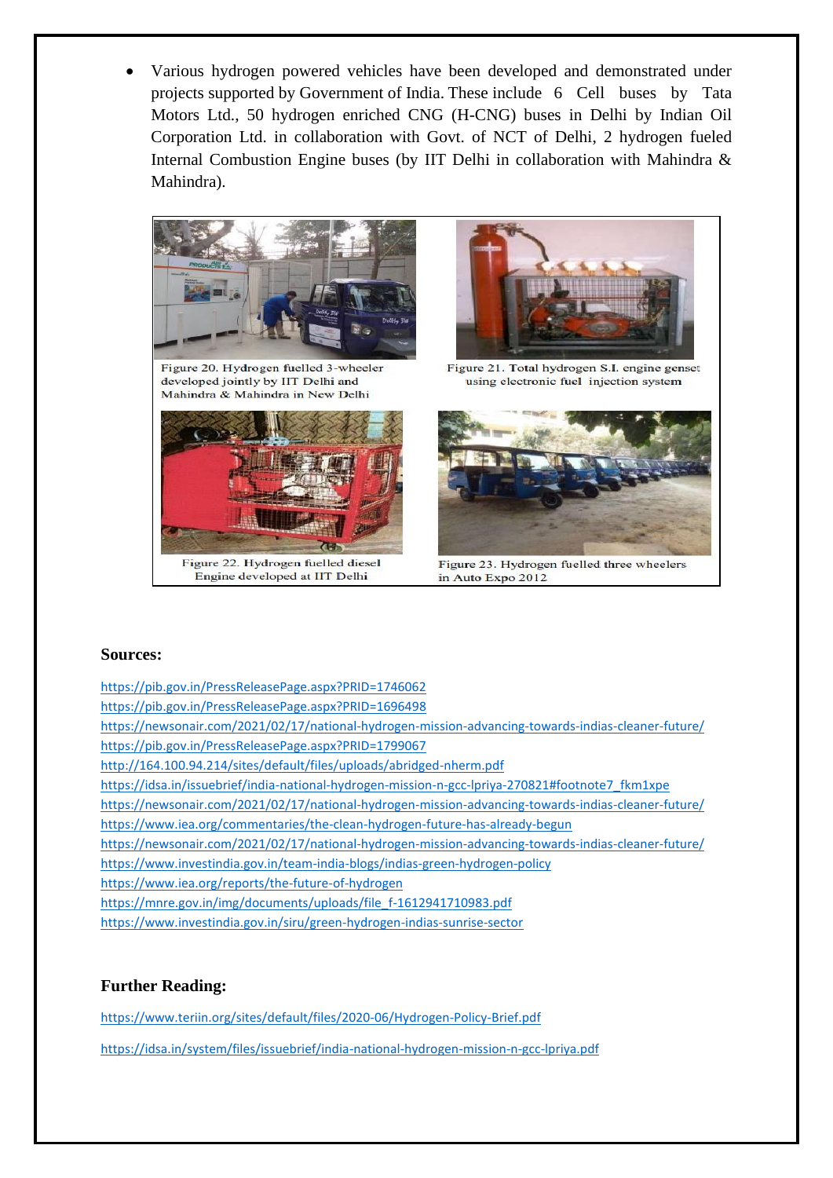- Various hydrogen powered vehicles have been developed and demonstrated under projects supported by Government of India. These include 6 Cell buses by Tata Motors Ltd., 50 hydrogen enriched CNG (H-CNG) buses in Delhi by Indian Oil Corporation Ltd. in collaboration with Govt. of NCT of Delhi, 2 hydrogen fueled Internal Combustion Engine buses (by IIT Delhi in collaboration with Mahindra & Mahindra).

Figure 20. Hydrogen fuelled 3-wheeler developed jointly by IIT Delhi and Mahindra & Mahindra in New Delhi

Figure 21. Total hydrogen S.I. engine genset using electronic fuel injection system

Figure 22. Hydrogen fuelled diesel Engine developed at IIT Delhi

Figure 23. Hydrogen fuelled three wheelers in Auto Expo 2012

**Sources:**

https://pib.gov.in/PressReleasePage.aspx?PRID=1746062
https://pib.gov.in/PressReleasePage.aspx?PRID=1696498
https://newsonair.com/2021/02/17/national-hydrogen-mission-advancing-towards-indias-cleaner-future/
https://pib.gov.in/PressReleasePage.aspx?PRID=1799067
http://164.100.94.214/sites/default/files/uploads/abridged-nherm.pdf
https://idsa.in/issuebrief/india-national-hydrogen-mission-n-gcc-lpriya-270821#footnote7_fkm1xpe
https://newsonair.com/2021/02/17/national-hydrogen-mission-advancing-towards-indias-cleaner-future/
https://www.iea.org/commentaries/the-clean-hydrogen-future-has-already-begun
https://newsonair.com/2021/02/17/national-hydrogen-mission-advancing-towards-indias-cleaner-future/
https://www.investindia.gov.in/team-india-blogs/indias-green-hydrogen-policy
https://www.iea.org/reports/the-future-of-hydrogen
https://mnre.gov.in/img/documents/uploads/file_f-1612941710983.pdf
https://www.investindia.gov.in/siru/green-hydrogen-indias-sunrise-sector

**Further Reading:**

https://www.teriin.org/sites/default/files/2020-06/Hydrogen-Policy-Brief.pdf

https://idsa.in/system/files/issuebrief/india-national-hydrogen-mission-n-gcc-lpriya.pdf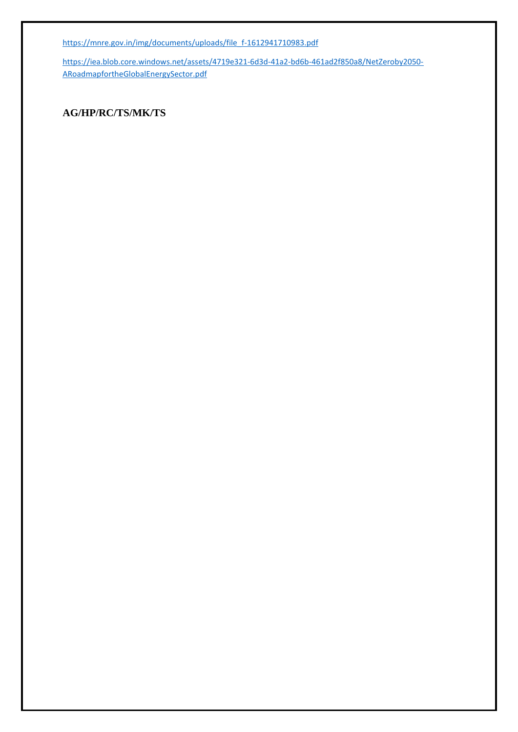https://mnre.gov.in/img/documents/uploads/file_f-1612941710983.pdf

https://iea.blob.core.windows.net/assets/4719e321-6d3d-41a2-bd6b-461ad2f850a8/NetZeroby2050-ARoadmapfortheGlobalEnergySector.pdf

**AG/HP/RC/TS/MK/TS**